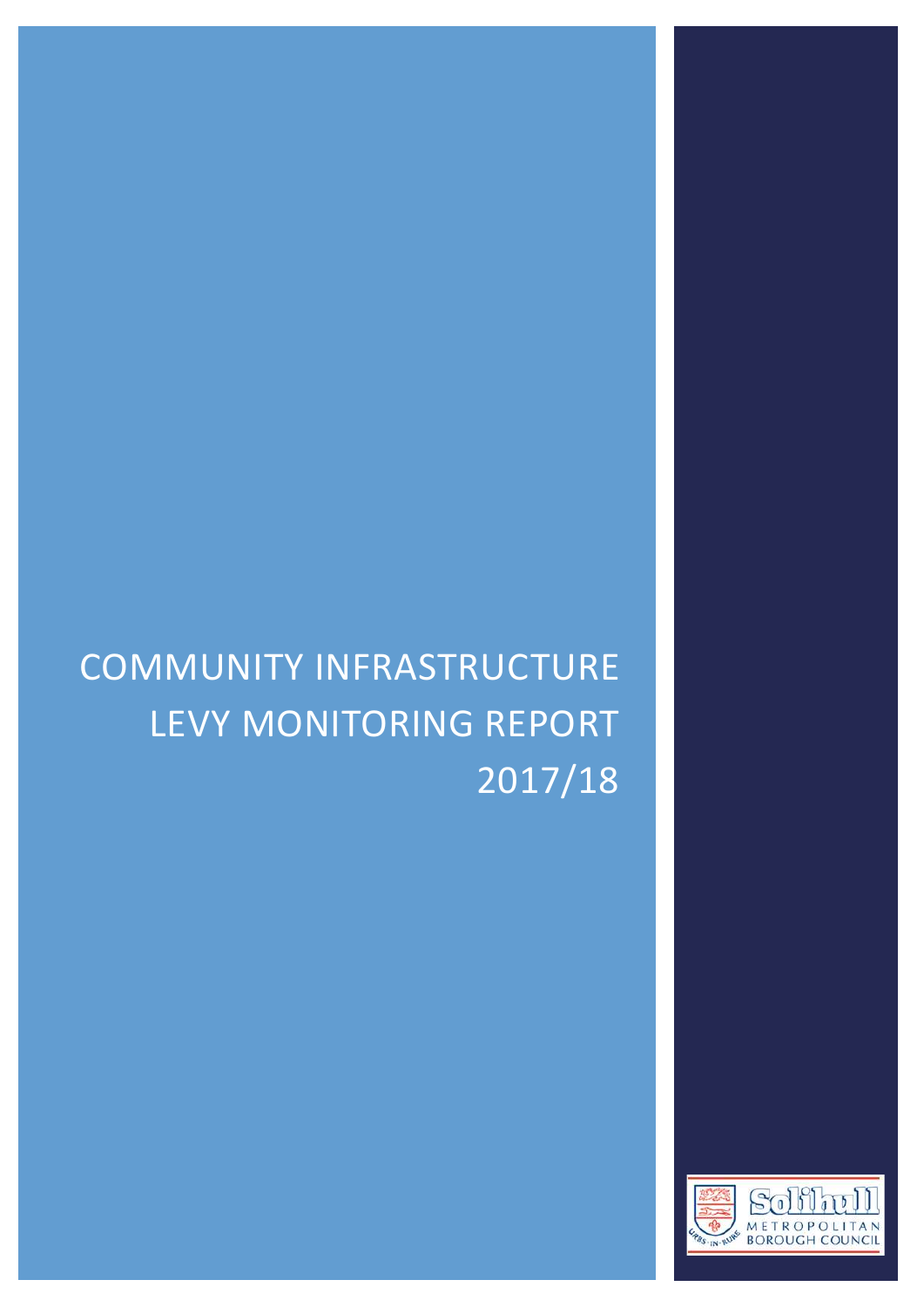# COMMUNITY INFRASTRUCTURE LEVY MONITORING REPORT 2017/18

Solihull METROPOLITAN BOROUGH COUNCIL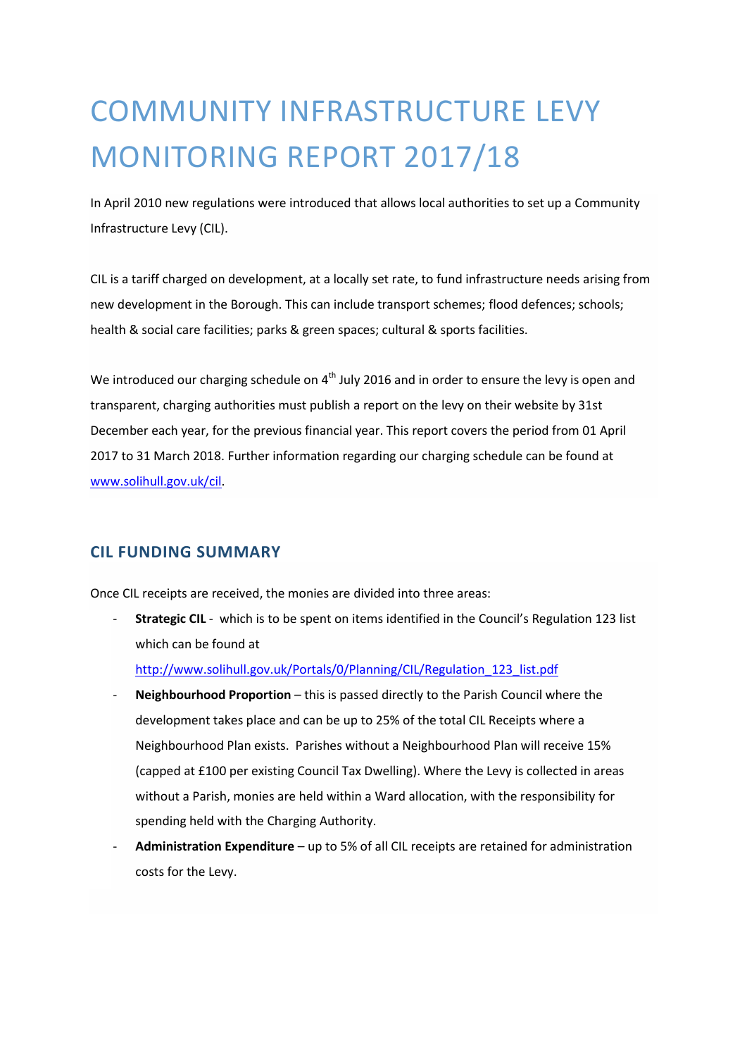# COMMUNITY INFRASTRUCTURE LEVY MONITORING REPORT 2017/18

In April 2010 new regulations were introduced that allows local authorities to set up a Community Infrastructure Levy (CIL).

CIL is a tariff charged on development, at a locally set rate, to fund infrastructure needs arising from new development in the Borough. This can include transport schemes; flood defences; schools; health & social care facilities; parks & green spaces; cultural & sports facilities.

We introduced our charging schedule on 4th July 2016 and in order to ensure the levy is open and transparent, charging authorities must publish a report on the levy on their website by 31st December each year, for the previous financial year. This report covers the period from 01 April 2017 to 31 March 2018. Further information regarding our charging schedule can be found at [www.solihull.gov.uk/cil](www.solihull.gov.uk/cil).

## CIL FUNDING SUMMARY

Once CIL receipts are received, the monies are divided into three areas:

- **Strategic CIL** - which is to be spent on items identified in the Council's Regulation 123 list which can be found at [http://www.solihull.gov.uk/Portals/0/Planning/CIL/Regulation_123_list.pdf](http://www.solihull.gov.uk/Portals/0/Planning/CIL/Regulation_123_list.pdf)
- **Neighbourhood Proportion** – this is passed directly to the Parish Council where the development takes place and can be up to 25% of the total CIL Receipts where a Neighbourhood Plan exists. Parishes without a Neighbourhood Plan will receive 15% (capped at £100 per existing Council Tax Dwelling). Where the Levy is collected in areas without a Parish, monies are held within a Ward allocation, with the responsibility for spending held with the Charging Authority.
- **Administration Expenditure** – up to 5% of all CIL receipts are retained for administration costs for the Levy.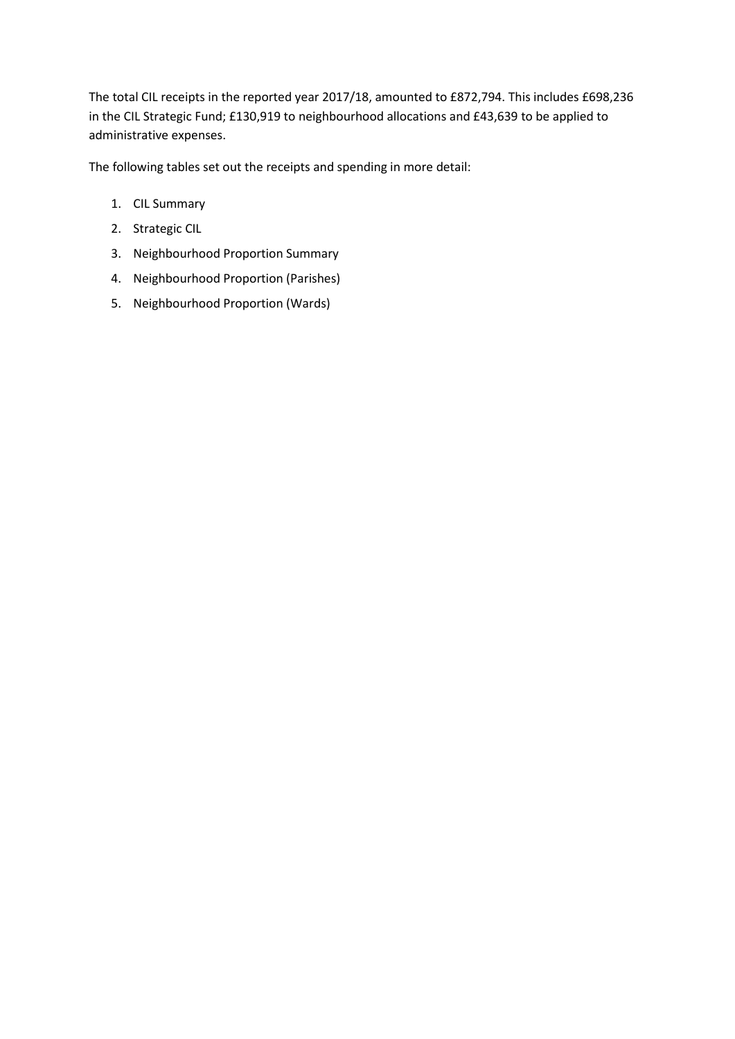The total CIL receipts in the reported year 2017/18, amounted to £872,794. This includes £698,236 in the CIL Strategic Fund; £130,919 to neighbourhood allocations and £43,639 to be applied to administrative expenses.

The following tables set out the receipts and spending in more detail:

1. CIL Summary
2. Strategic CIL
3. Neighbourhood Proportion Summary
4. Neighbourhood Proportion (Parishes)
5. Neighbourhood Proportion (Wards)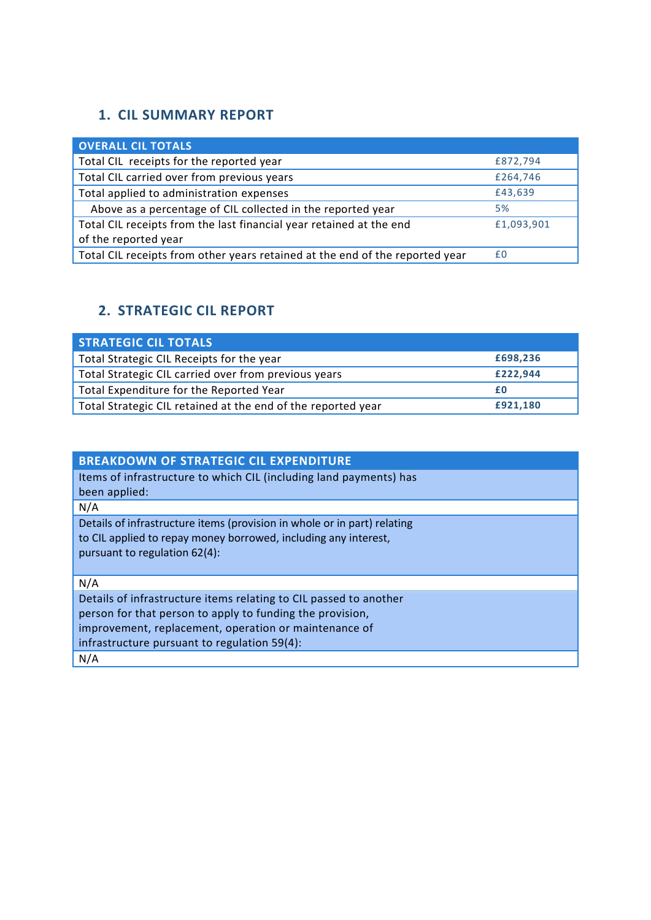## 1. CIL SUMMARY REPORT

| OVERALL CIL TOTALS | |
|---|---|
| Total CIL receipts for the reported year | £872,794 |
| Total CIL carried over from previous years | £264,746 |
| Total applied to administration expenses | £43,639 |
| Above as a percentage of CIL collected in the reported year | 5% |
| Total CIL receipts from the last financial year retained at the end of the reported year | £1,093,901 |
| Total CIL receipts from other years retained at the end of the reported year | £0 |

## 2. STRATEGIC CIL REPORT

| STRATEGIC CIL TOTALS | |
|---|---|
| Total Strategic CIL Receipts for the year | **£698,236** |
| Total Strategic CIL carried over from previous years | **£222,944** |
| Total Expenditure for the Reported Year | **£0** |
| Total Strategic CIL retained at the end of the reported year | **£921,180** |

| BREAKDOWN OF STRATEGIC CIL EXPENDITURE |
|---|
| Items of infrastructure to which CIL (including land payments) has been applied: |
| N/A |
| Details of infrastructure items (provision in whole or in part) relating to CIL applied to repay money borrowed, including any interest, pursuant to regulation 62(4): |
| N/A |
| Details of infrastructure items relating to CIL passed to another person for that person to apply to funding the provision, improvement, replacement, operation or maintenance of infrastructure pursuant to regulation 59(4): |
| N/A |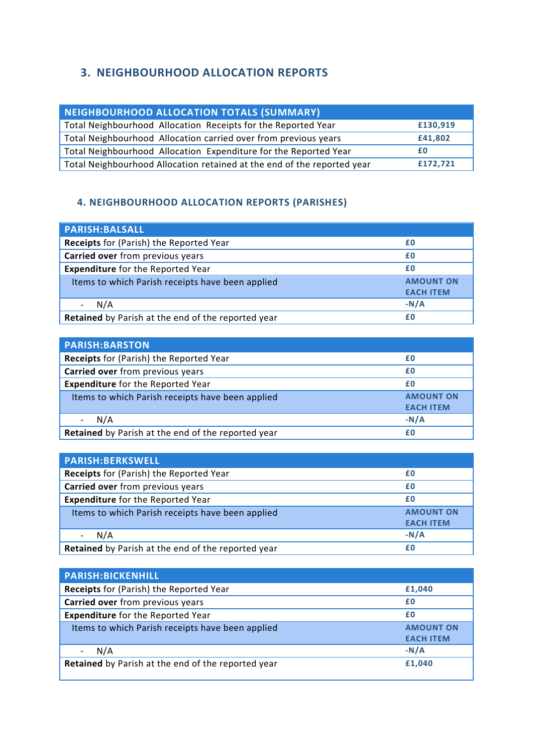## 3. NEIGHBOURHOOD ALLOCATION REPORTS

| NEIGHBOURHOOD ALLOCATION TOTALS (SUMMARY) | |
|---|---|
| Total Neighbourhood Allocation Receipts for the Reported Year | £130,919 |
| Total Neighbourhood Allocation carried over from previous years | £41,802 |
| Total Neighbourhood Allocation Expenditure for the Reported Year | £0 |
| Total Neighbourhood Allocation retained at the end of the reported year | £172,721 |

### 4. NEIGHBOURHOOD ALLOCATION REPORTS (PARISHES)

| PARISH:BALSALL | |
|---|---|
| **Receipts** for (Parish) the Reported Year | £0 |
| **Carried over** from previous years | £0 |
| **Expenditure** for the Reported Year | £0 |
| Items to which Parish receipts have been applied | AMOUNT ON EACH ITEM |
| - N/A | -N/A |
| **Retained** by Parish at the end of the reported year | £0 |

| PARISH:BARSTON | |
|---|---|
| **Receipts** for (Parish) the Reported Year | £0 |
| **Carried over** from previous years | £0 |
| **Expenditure** for the Reported Year | £0 |
| Items to which Parish receipts have been applied | AMOUNT ON EACH ITEM |
| - N/A | -N/A |
| **Retained** by Parish at the end of the reported year | £0 |

| PARISH:BERKSWELL | |
|---|---|
| **Receipts** for (Parish) the Reported Year | £0 |
| **Carried over** from previous years | £0 |
| **Expenditure** for the Reported Year | £0 |
| Items to which Parish receipts have been applied | AMOUNT ON EACH ITEM |
| - N/A | -N/A |
| **Retained** by Parish at the end of the reported year | £0 |

| PARISH:BICKENHILL | |
|---|---|
| **Receipts** for (Parish) the Reported Year | £1,040 |
| **Carried over** from previous years | £0 |
| **Expenditure** for the Reported Year | £0 |
| Items to which Parish receipts have been applied | AMOUNT ON EACH ITEM |
| - N/A | -N/A |
| **Retained** by Parish at the end of the reported year | £1,040 |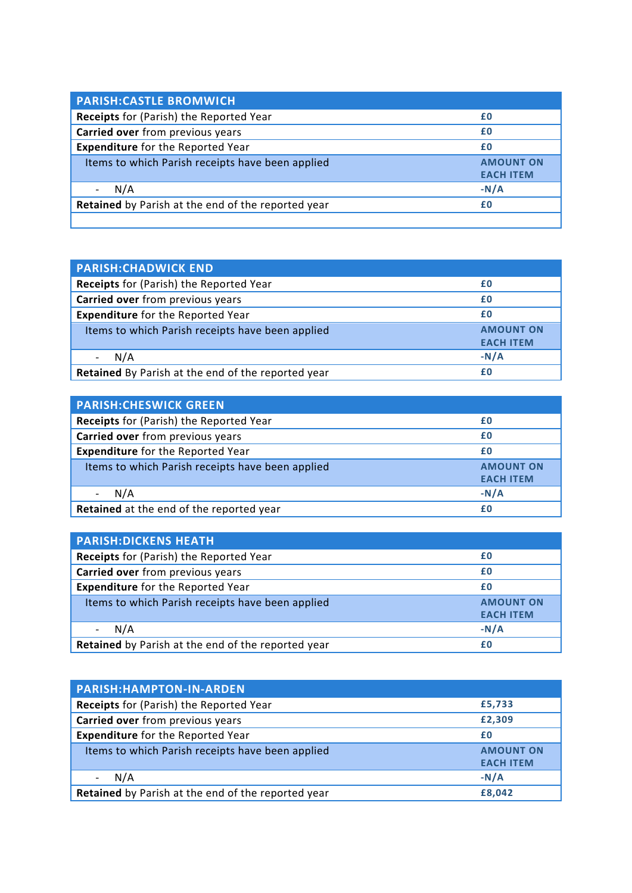| PARISH:CASTLE BROMWICH | |
|---|---|
| **Receipts** for (Parish) the Reported Year | £0 |
| **Carried over** from previous years | £0 |
| **Expenditure** for the Reported Year | £0 |
| Items to which Parish receipts have been applied | AMOUNT ON EACH ITEM |
| - N/A | -N/A |
| **Retained** by Parish at the end of the reported year | £0 |
| | |

| PARISH:CHADWICK END | |
|---|---|
| **Receipts** for (Parish) the Reported Year | £0 |
| **Carried over** from previous years | £0 |
| **Expenditure** for the Reported Year | £0 |
| Items to which Parish receipts have been applied | AMOUNT ON EACH ITEM |
| - N/A | -N/A |
| **Retained** By Parish at the end of the reported year | £0 |

| PARISH:CHESWICK GREEN | |
|---|---|
| **Receipts** for (Parish) the Reported Year | £0 |
| **Carried over** from previous years | £0 |
| **Expenditure** for the Reported Year | £0 |
| Items to which Parish receipts have been applied | AMOUNT ON EACH ITEM |
| - N/A | -N/A |
| **Retained** at the end of the reported year | £0 |

| PARISH:DICKENS HEATH | |
|---|---|
| **Receipts** for (Parish) the Reported Year | £0 |
| **Carried over** from previous years | £0 |
| **Expenditure** for the Reported Year | £0 |
| Items to which Parish receipts have been applied | AMOUNT ON EACH ITEM |
| - N/A | -N/A |
| **Retained** by Parish at the end of the reported year | £0 |

| PARISH:HAMPTON-IN-ARDEN | |
|---|---|
| **Receipts** for (Parish) the Reported Year | £5,733 |
| **Carried over** from previous years | £2,309 |
| **Expenditure** for the Reported Year | £0 |
| Items to which Parish receipts have been applied | AMOUNT ON EACH ITEM |
| - N/A | -N/A |
| **Retained** by Parish at the end of the reported year | £8,042 |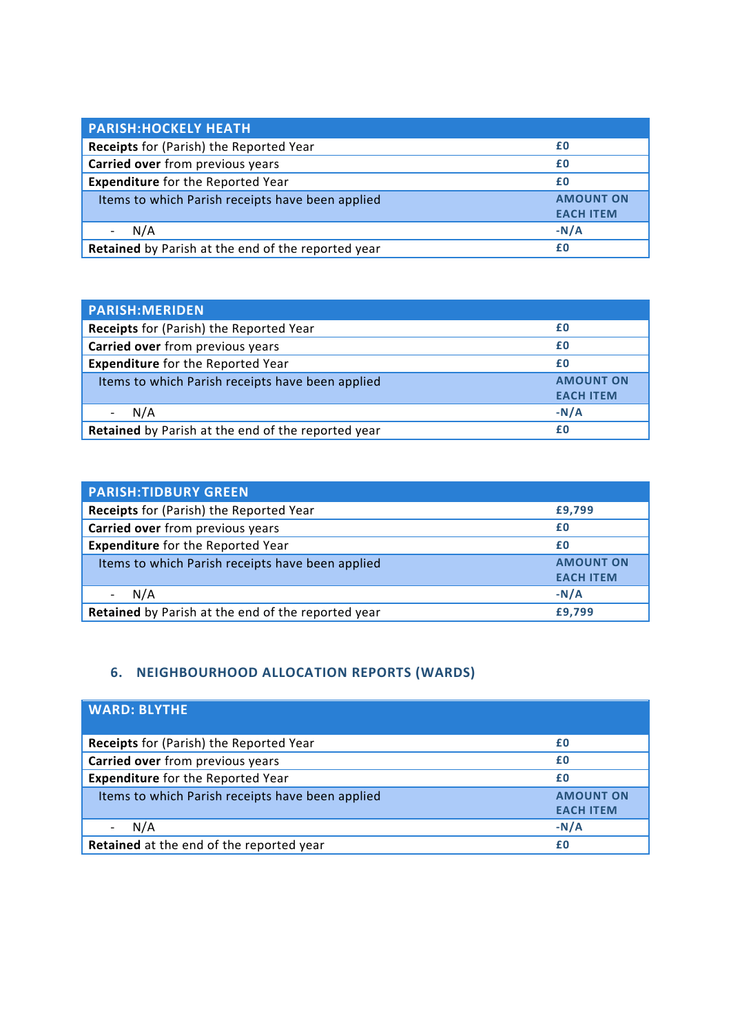| PARISH:HOCKELY HEATH | |
|---|---|
| **Receipts** for (Parish) the Reported Year | £0 |
| **Carried over** from previous years | £0 |
| **Expenditure** for the Reported Year | £0 |
| Items to which Parish receipts have been applied | AMOUNT ON EACH ITEM |
| - N/A | -N/A |
| **Retained** by Parish at the end of the reported year | £0 |

| PARISH:MERIDEN | |
|---|---|
| **Receipts** for (Parish) the Reported Year | £0 |
| **Carried over** from previous years | £0 |
| **Expenditure** for the Reported Year | £0 |
| Items to which Parish receipts have been applied | AMOUNT ON EACH ITEM |
| - N/A | -N/A |
| **Retained** by Parish at the end of the reported year | £0 |

| PARISH:TIDBURY GREEN | |
|---|---|
| **Receipts** for (Parish) the Reported Year | £9,799 |
| **Carried over** from previous years | £0 |
| **Expenditure** for the Reported Year | £0 |
| Items to which Parish receipts have been applied | AMOUNT ON EACH ITEM |
| - N/A | -N/A |
| **Retained** by Parish at the end of the reported year | £9,799 |

## 6. NEIGHBOURHOOD ALLOCATION REPORTS (WARDS)

| WARD: BLYTHE | |
|---|---|
| **Receipts** for (Parish) the Reported Year | £0 |
| **Carried over** from previous years | £0 |
| **Expenditure** for the Reported Year | £0 |
| Items to which Parish receipts have been applied | AMOUNT ON EACH ITEM |
| - N/A | -N/A |
| **Retained** at the end of the reported year | £0 |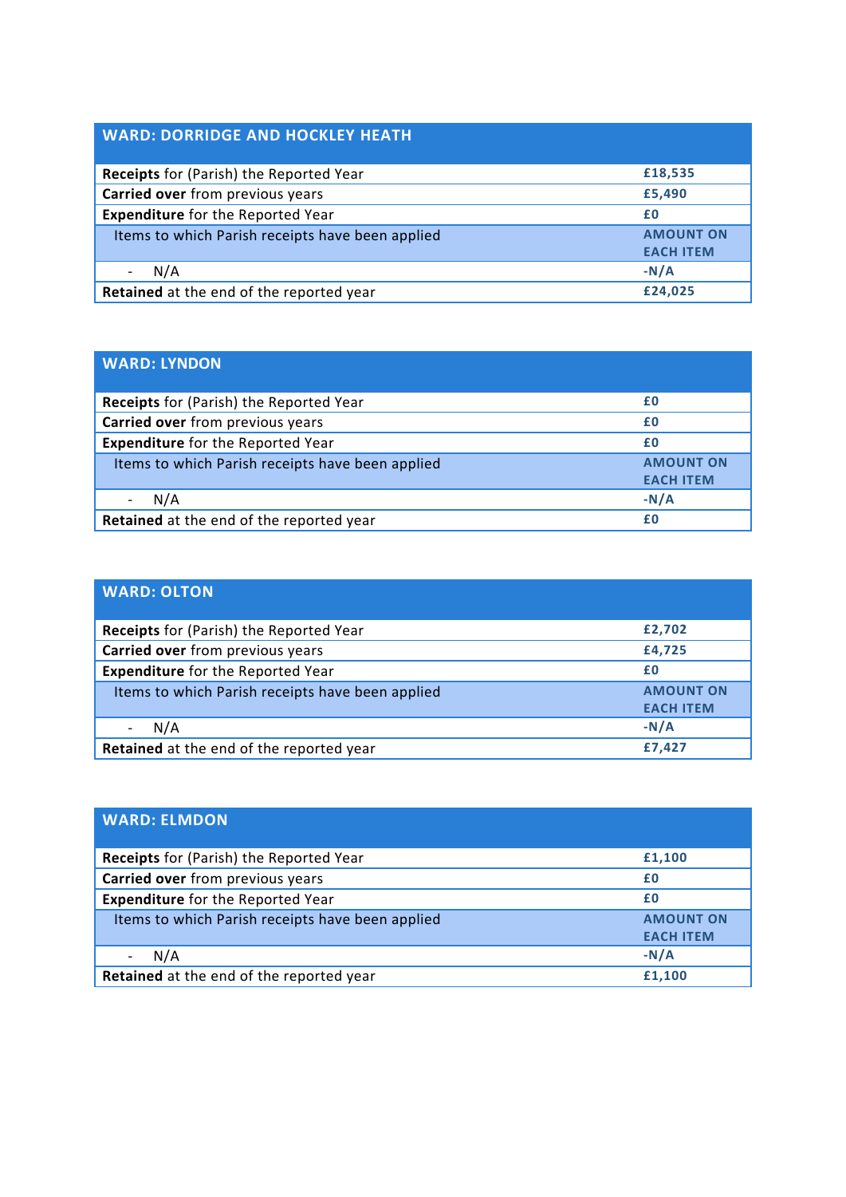| WARD: DORRIDGE AND HOCKLEY HEATH | |
|---|---|
| **Receipts** for (Parish) the Reported Year | **£18,535** |
| **Carried over** from previous years | **£5,490** |
| **Expenditure** for the Reported Year | **£0** |
| Items to which Parish receipts have been applied | **AMOUNT ON EACH ITEM** |
| - N/A | **-N/A** |
| **Retained** at the end of the reported year | **£24,025** |

| WARD: LYNDON | |
|---|---|
| **Receipts** for (Parish) the Reported Year | **£0** |
| **Carried over** from previous years | **£0** |
| **Expenditure** for the Reported Year | **£0** |
| Items to which Parish receipts have been applied | **AMOUNT ON EACH ITEM** |
| - N/A | **-N/A** |
| **Retained** at the end of the reported year | **£0** |

| WARD: OLTON | |
|---|---|
| **Receipts** for (Parish) the Reported Year | **£2,702** |
| **Carried over** from previous years | **£4,725** |
| **Expenditure** for the Reported Year | **£0** |
| Items to which Parish receipts have been applied | **AMOUNT ON EACH ITEM** |
| - N/A | **-N/A** |
| **Retained** at the end of the reported year | **£7,427** |

| WARD: ELMDON | |
|---|---|
| **Receipts** for (Parish) the Reported Year | **£1,100** |
| **Carried over** from previous years | **£0** |
| **Expenditure** for the Reported Year | **£0** |
| Items to which Parish receipts have been applied | **AMOUNT ON EACH ITEM** |
| - N/A | **-N/A** |
| **Retained** at the end of the reported year | **£1,100** |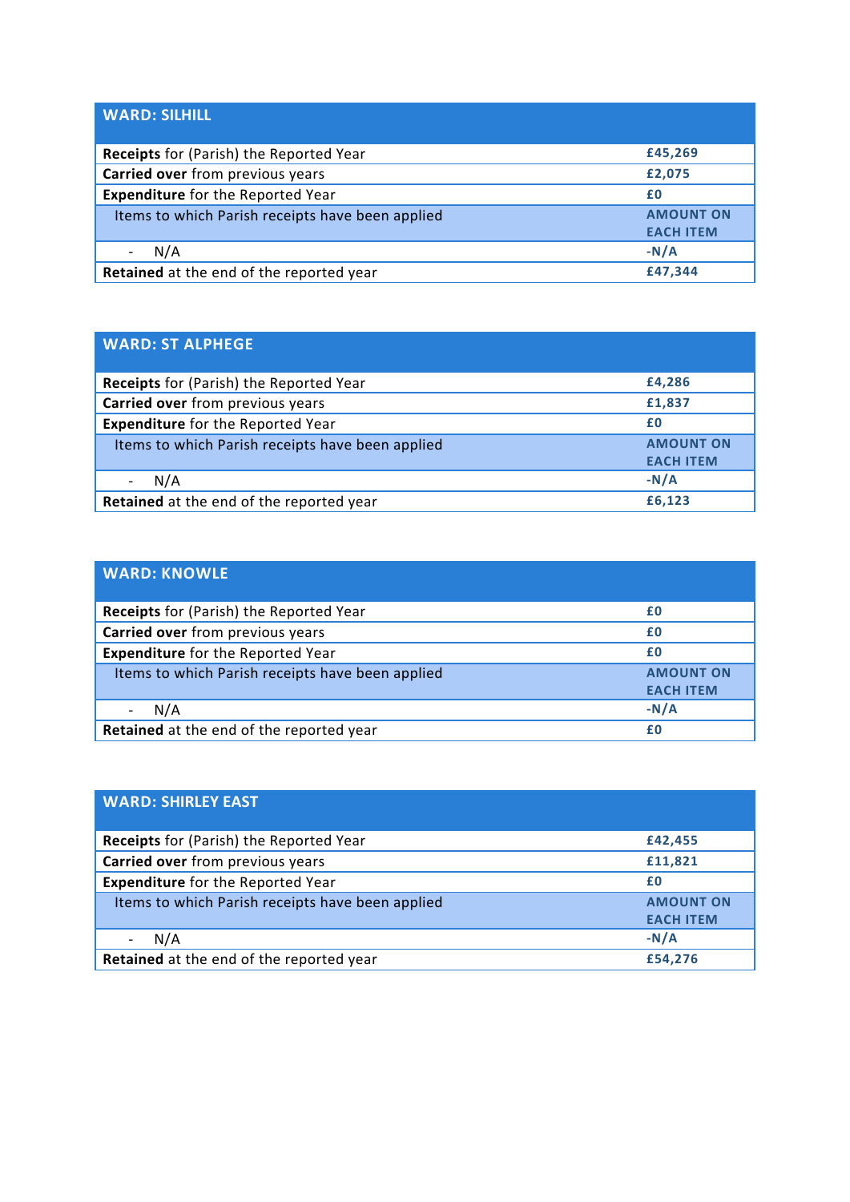| WARD: SILHILL | |
|---|---|
| **Receipts** for (Parish) the Reported Year | **£45,269** |
| **Carried over** from previous years | **£2,075** |
| **Expenditure** for the Reported Year | **£0** |
| Items to which Parish receipts have been applied | **AMOUNT ON EACH ITEM** |
| - N/A | **-N/A** |
| **Retained** at the end of the reported year | **£47,344** |

| WARD: ST ALPHEGE | |
|---|---|
| **Receipts** for (Parish) the Reported Year | **£4,286** |
| **Carried over** from previous years | **£1,837** |
| **Expenditure** for the Reported Year | **£0** |
| Items to which Parish receipts have been applied | **AMOUNT ON EACH ITEM** |
| - N/A | **-N/A** |
| **Retained** at the end of the reported year | **£6,123** |

| WARD: KNOWLE | |
|---|---|
| **Receipts** for (Parish) the Reported Year | **£0** |
| **Carried over** from previous years | **£0** |
| **Expenditure** for the Reported Year | **£0** |
| Items to which Parish receipts have been applied | **AMOUNT ON EACH ITEM** |
| - N/A | **-N/A** |
| **Retained** at the end of the reported year | **£0** |

| WARD: SHIRLEY EAST | |
|---|---|
| **Receipts** for (Parish) the Reported Year | **£42,455** |
| **Carried over** from previous years | **£11,821** |
| **Expenditure** for the Reported Year | **£0** |
| Items to which Parish receipts have been applied | **AMOUNT ON EACH ITEM** |
| - N/A | **-N/A** |
| **Retained** at the end of the reported year | **£54,276** |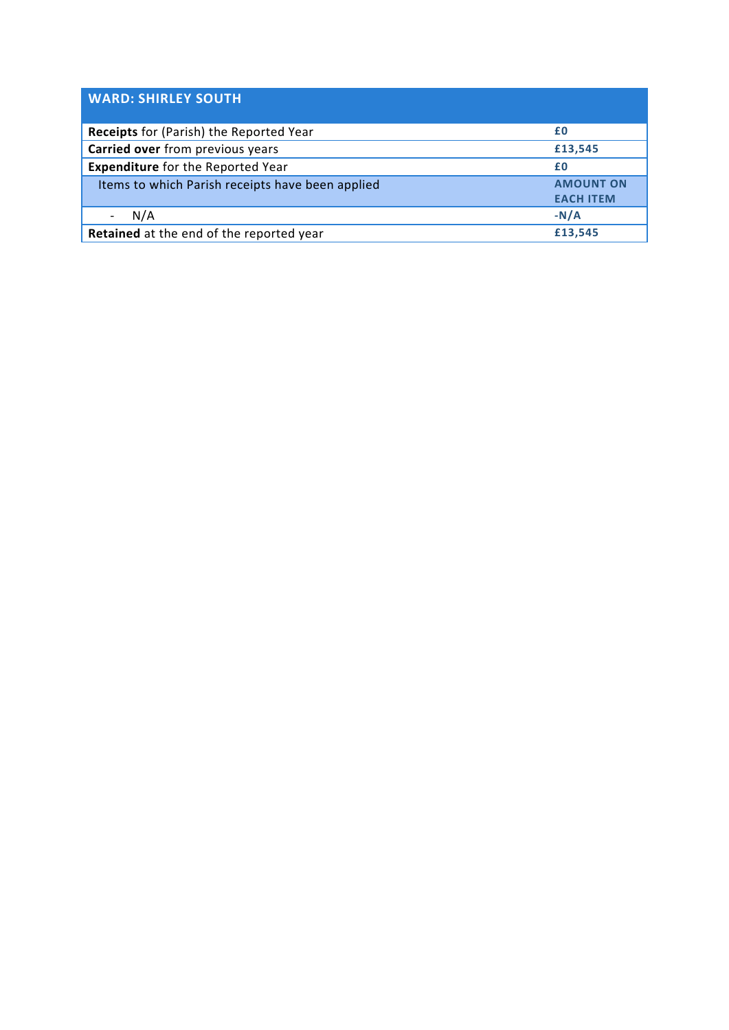| WARD: SHIRLEY SOUTH | |
|---|---|
| **Receipts** for (Parish) the Reported Year | £0 |
| **Carried over** from previous years | £13,545 |
| **Expenditure** for the Reported Year | £0 |
| Items to which Parish receipts have been applied | AMOUNT ON EACH ITEM |
| - N/A | -N/A |
| **Retained** at the end of the reported year | £13,545 |